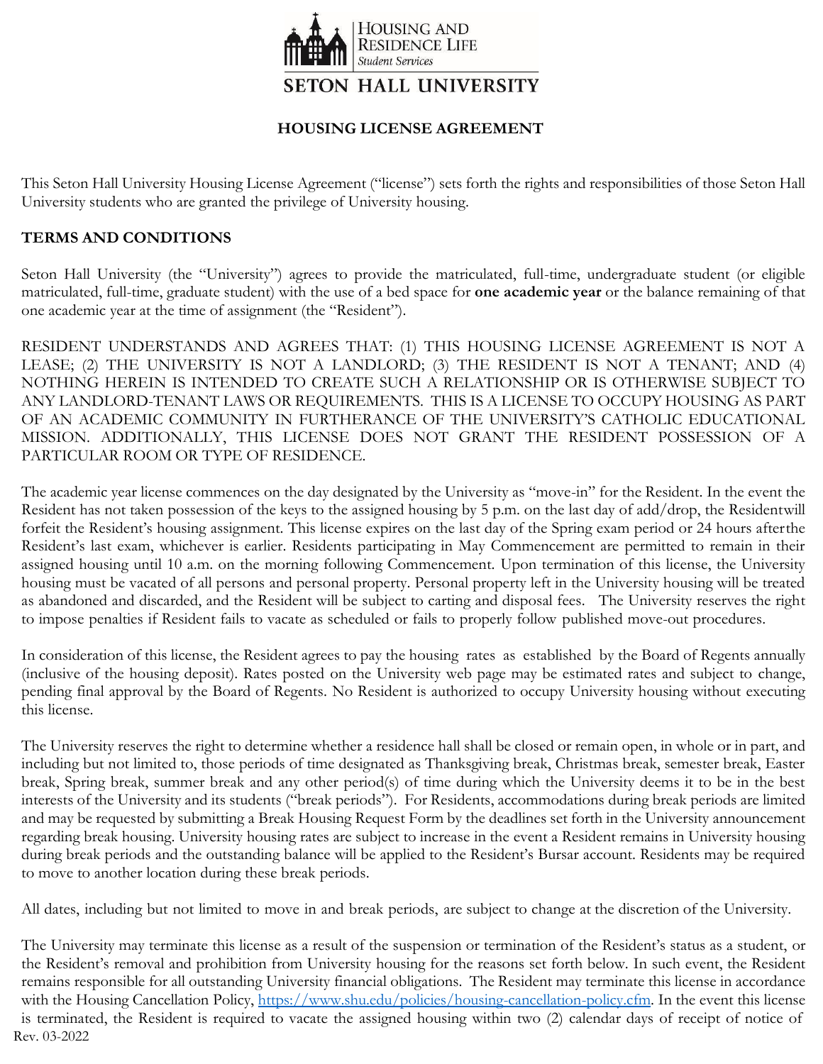HOUSING AND RESIDENCE LIFE
*Student Services*

SETON HALL UNIVERSITY

# HOUSING LICENSE AGREEMENT

This Seton Hall University Housing License Agreement ("license") sets forth the rights and responsibilities of those Seton Hall University students who are granted the privilege of University housing.

## TERMS AND CONDITIONS

Seton Hall University (the "University") agrees to provide the matriculated, full-time, undergraduate student (or eligible matriculated, full-time, graduate student) with the use of a bed space for **one academic year** or the balance remaining of that one academic year at the time of assignment (the "Resident").

RESIDENT UNDERSTANDS AND AGREES THAT: (1) THIS HOUSING LICENSE AGREEMENT IS NOT A LEASE; (2) THE UNIVERSITY IS NOT A LANDLORD; (3) THE RESIDENT IS NOT A TENANT; AND (4) NOTHING HEREIN IS INTENDED TO CREATE SUCH A RELATIONSHIP OR IS OTHERWISE SUBJECT TO ANY LANDLORD-TENANT LAWS OR REQUIREMENTS. THIS IS A LICENSE TO OCCUPY HOUSING AS PART OF AN ACADEMIC COMMUNITY IN FURTHERANCE OF THE UNIVERSITY'S CATHOLIC EDUCATIONAL MISSION. ADDITIONALLY, THIS LICENSE DOES NOT GRANT THE RESIDENT POSSESSION OF A PARTICULAR ROOM OR TYPE OF RESIDENCE.

The academic year license commences on the day designated by the University as "move-in" for the Resident. In the event the Resident has not taken possession of the keys to the assigned housing by 5 p.m. on the last day of add/drop, the Residentwill forfeit the Resident's housing assignment. This license expires on the last day of the Spring exam period or 24 hours afterthe Resident's last exam, whichever is earlier. Residents participating in May Commencement are permitted to remain in their assigned housing until 10 a.m. on the morning following Commencement. Upon termination of this license, the University housing must be vacated of all persons and personal property. Personal property left in the University housing will be treated as abandoned and discarded, and the Resident will be subject to carting and disposal fees. The University reserves the right to impose penalties if Resident fails to vacate as scheduled or fails to properly follow published move-out procedures.

In consideration of this license, the Resident agrees to pay the housing rates as established by the Board of Regents annually (inclusive of the housing deposit). Rates posted on the University web page may be estimated rates and subject to change, pending final approval by the Board of Regents. No Resident is authorized to occupy University housing without executing this license.

The University reserves the right to determine whether a residence hall shall be closed or remain open, in whole or in part, and including but not limited to, those periods of time designated as Thanksgiving break, Christmas break, semester break, Easter break, Spring break, summer break and any other period(s) of time during which the University deems it to be in the best interests of the University and its students ("break periods"). For Residents, accommodations during break periods are limited and may be requested by submitting a Break Housing Request Form by the deadlines set forth in the University announcement regarding break housing. University housing rates are subject to increase in the event a Resident remains in University housing during break periods and the outstanding balance will be applied to the Resident's Bursar account. Residents may be required to move to another location during these break periods.

All dates, including but not limited to move in and break periods, are subject to change at the discretion of the University.

The University may terminate this license as a result of the suspension or termination of the Resident's status as a student, or the Resident's removal and prohibition from University housing for the reasons set forth below. In such event, the Resident remains responsible for all outstanding University financial obligations. The Resident may terminate this license in accordance with the Housing Cancellation Policy, [https://www.shu.edu/policies/housing-cancellation-policy.cfm](https://www.shu.edu/policies/housing-cancellation-policy.cfm). In the event this license is terminated, the Resident is required to vacate the assigned housing within two (2) calendar days of receipt of notice of

Rev. 03-2022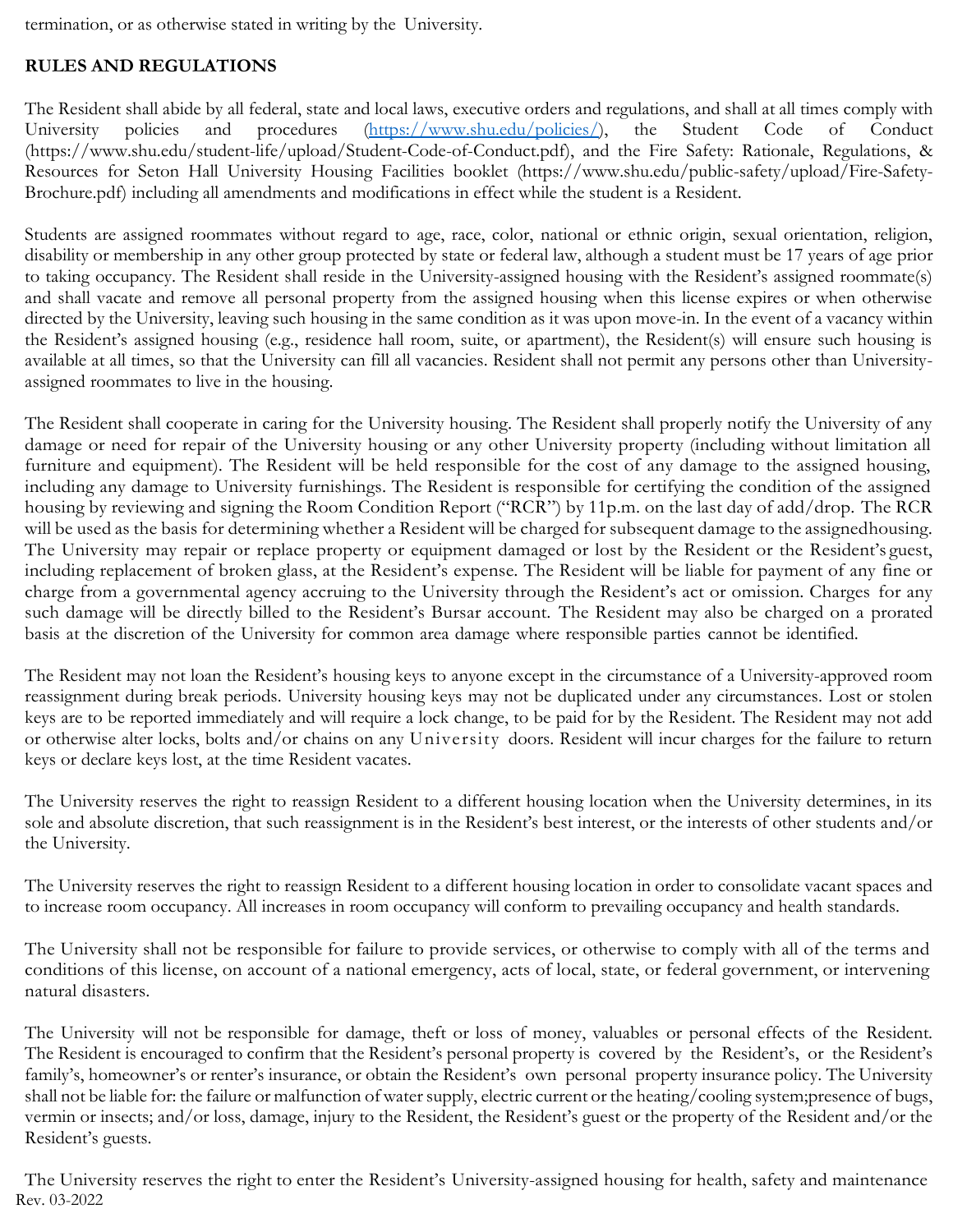termination, or as otherwise stated in writing by the University.

**RULES AND REGULATIONS**

The Resident shall abide by all federal, state and local laws, executive orders and regulations, and shall at all times comply with University policies and procedures (https://www.shu.edu/policies/), the Student Code of Conduct (https://www.shu.edu/student-life/upload/Student-Code-of-Conduct.pdf), and the Fire Safety: Rationale, Regulations, & Resources for Seton Hall University Housing Facilities booklet (https://www.shu.edu/public-safety/upload/Fire-Safety-Brochure.pdf) including all amendments and modifications in effect while the student is a Resident.

Students are assigned roommates without regard to age, race, color, national or ethnic origin, sexual orientation, religion, disability or membership in any other group protected by state or federal law, although a student must be 17 years of age prior to taking occupancy. The Resident shall reside in the University-assigned housing with the Resident's assigned roommate(s) and shall vacate and remove all personal property from the assigned housing when this license expires or when otherwise directed by the University, leaving such housing in the same condition as it was upon move-in. In the event of a vacancy within the Resident's assigned housing (e.g., residence hall room, suite, or apartment), the Resident(s) will ensure such housing is available at all times, so that the University can fill all vacancies. Resident shall not permit any persons other than University-assigned roommates to live in the housing.

The Resident shall cooperate in caring for the University housing. The Resident shall properly notify the University of any damage or need for repair of the University housing or any other University property (including without limitation all furniture and equipment). The Resident will be held responsible for the cost of any damage to the assigned housing, including any damage to University furnishings. The Resident is responsible for certifying the condition of the assigned housing by reviewing and signing the Room Condition Report ("RCR") by 11p.m. on the last day of add/drop. The RCR will be used as the basis for determining whether a Resident will be charged for subsequent damage to the assignedhousing. The University may repair or replace property or equipment damaged or lost by the Resident or the Resident's guest, including replacement of broken glass, at the Resident's expense. The Resident will be liable for payment of any fine or charge from a governmental agency accruing to the University through the Resident's act or omission. Charges for any such damage will be directly billed to the Resident's Bursar account. The Resident may also be charged on a prorated basis at the discretion of the University for common area damage where responsible parties cannot be identified.

The Resident may not loan the Resident's housing keys to anyone except in the circumstance of a University-approved room reassignment during break periods. University housing keys may not be duplicated under any circumstances. Lost or stolen keys are to be reported immediately and will require a lock change, to be paid for by the Resident. The Resident may not add or otherwise alter locks, bolts and/or chains on any University doors. Resident will incur charges for the failure to return keys or declare keys lost, at the time Resident vacates.

The University reserves the right to reassign Resident to a different housing location when the University determines, in its sole and absolute discretion, that such reassignment is in the Resident's best interest, or the interests of other students and/or the University.

The University reserves the right to reassign Resident to a different housing location in order to consolidate vacant spaces and to increase room occupancy. All increases in room occupancy will conform to prevailing occupancy and health standards.

The University shall not be responsible for failure to provide services, or otherwise to comply with all of the terms and conditions of this license, on account of a national emergency, acts of local, state, or federal government, or intervening natural disasters.

The University will not be responsible for damage, theft or loss of money, valuables or personal effects of the Resident. The Resident is encouraged to confirm that the Resident's personal property is covered by the Resident's, or the Resident's family's, homeowner's or renter's insurance, or obtain the Resident's own personal property insurance policy. The University shall not be liable for: the failure or malfunction of water supply, electric current or the heating/cooling system;presence of bugs, vermin or insects; and/or loss, damage, injury to the Resident, the Resident's guest or the property of the Resident and/or the Resident's guests.

The University reserves the right to enter the Resident's University-assigned housing for health, safety and maintenance

Rev. 03-2022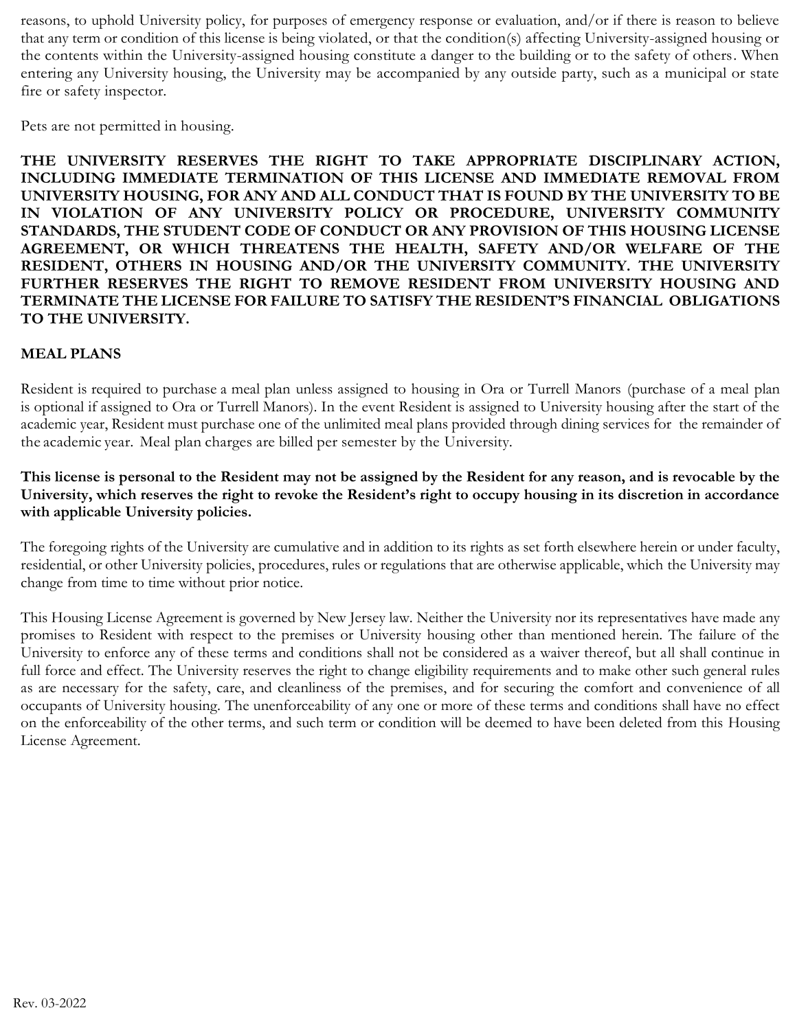reasons, to uphold University policy, for purposes of emergency response or evaluation, and/or if there is reason to believe that any term or condition of this license is being violated, or that the condition(s) affecting University-assigned housing or the contents within the University-assigned housing constitute a danger to the building or to the safety of others. When entering any University housing, the University may be accompanied by any outside party, such as a municipal or state fire or safety inspector.

Pets are not permitted in housing.

**THE UNIVERSITY RESERVES THE RIGHT TO TAKE APPROPRIATE DISCIPLINARY ACTION, INCLUDING IMMEDIATE TERMINATION OF THIS LICENSE AND IMMEDIATE REMOVAL FROM UNIVERSITY HOUSING, FOR ANY AND ALL CONDUCT THAT IS FOUND BY THE UNIVERSITY TO BE IN VIOLATION OF ANY UNIVERSITY POLICY OR PROCEDURE, UNIVERSITY COMMUNITY STANDARDS, THE STUDENT CODE OF CONDUCT OR ANY PROVISION OF THIS HOUSING LICENSE AGREEMENT, OR WHICH THREATENS THE HEALTH, SAFETY AND/OR WELFARE OF THE RESIDENT, OTHERS IN HOUSING AND/OR THE UNIVERSITY COMMUNITY. THE UNIVERSITY FURTHER RESERVES THE RIGHT TO REMOVE RESIDENT FROM UNIVERSITY HOUSING AND TERMINATE THE LICENSE FOR FAILURE TO SATISFY THE RESIDENT'S FINANCIAL OBLIGATIONS TO THE UNIVERSITY.**

## MEAL PLANS

Resident is required to purchase a meal plan unless assigned to housing in Ora or Turrell Manors (purchase of a meal plan is optional if assigned to Ora or Turrell Manors). In the event Resident is assigned to University housing after the start of the academic year, Resident must purchase one of the unlimited meal plans provided through dining services for the remainder of the academic year. Meal plan charges are billed per semester by the University.

**This license is personal to the Resident may not be assigned by the Resident for any reason, and is revocable by the University, which reserves the right to revoke the Resident's right to occupy housing in its discretion in accordance with applicable University policies.**

The foregoing rights of the University are cumulative and in addition to its rights as set forth elsewhere herein or under faculty, residential, or other University policies, procedures, rules or regulations that are otherwise applicable, which the University may change from time to time without prior notice.

This Housing License Agreement is governed by New Jersey law. Neither the University nor its representatives have made any promises to Resident with respect to the premises or University housing other than mentioned herein. The failure of the University to enforce any of these terms and conditions shall not be considered as a waiver thereof, but all shall continue in full force and effect. The University reserves the right to change eligibility requirements and to make other such general rules as are necessary for the safety, care, and cleanliness of the premises, and for securing the comfort and convenience of all occupants of University housing. The unenforceability of any one or more of these terms and conditions shall have no effect on the enforceability of the other terms, and such term or condition will be deemed to have been deleted from this Housing License Agreement.

Rev. 03-2022